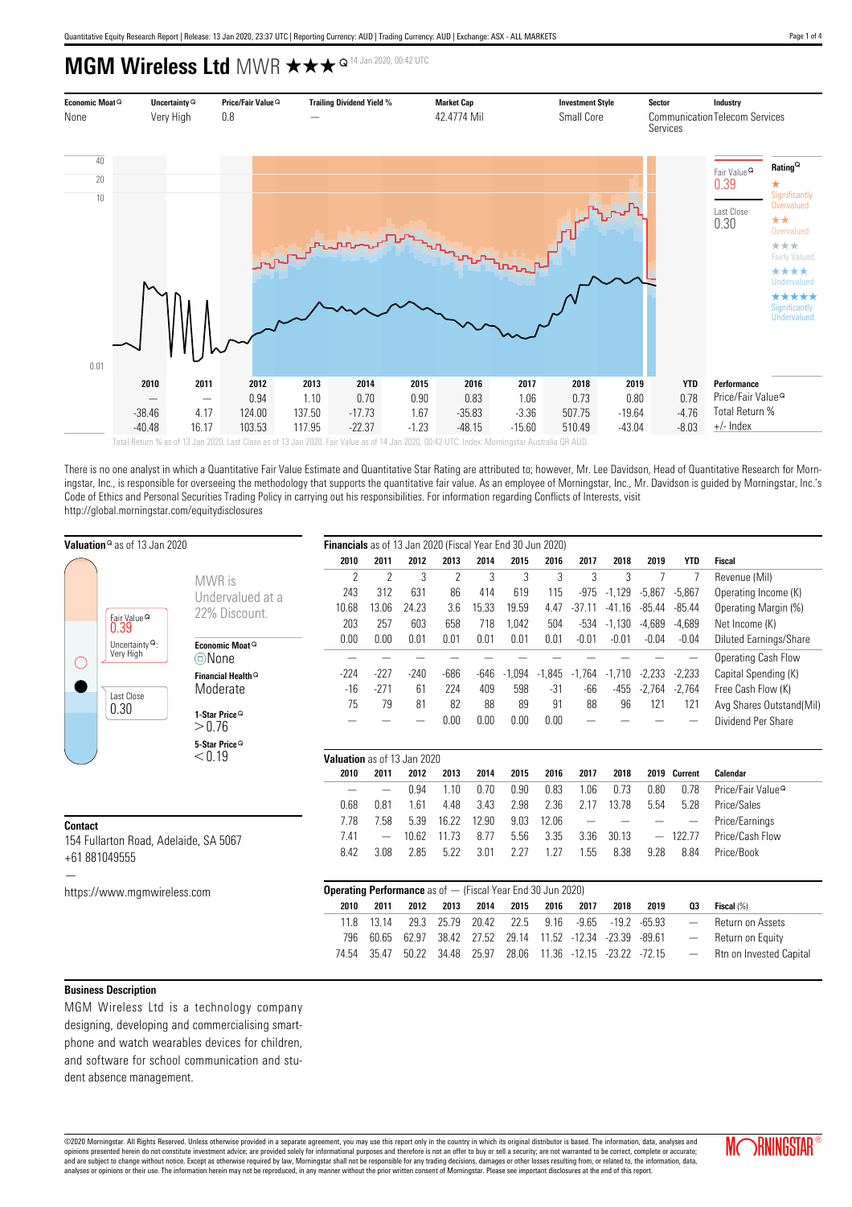# MGM Wireless Ltd MWR ★★★ 14 Jan 2020, 00:42 UTC

| Economic Moat | Uncertainty | Price/Fair Value | Trailing Dividend Yield % | Market Cap | Investment Style | Sector | Industry |
|---|---|---|---|---|---|---|---|
| None | Very High | 0.8 | — | 42.4774 Mil | Small Core | Communication Services | Telecom Services |

Fair Value 0.39

Last Close 0.30

Rating: ★ Significantly Overvalued; ★★ Overvalued; ★★★ Fairly Valued; ★★★★ Undervalued; ★★★★★ Significantly Undervalued

| | 2010 | 2011 | 2012 | 2013 | 2014 | 2015 | 2016 | 2017 | 2018 | 2019 | YTD | Performance |
|---|---|---|---|---|---|---|---|---|---|---|---|---|
| | — | — | 0.94 | 1.10 | 0.70 | 0.90 | 0.83 | 1.06 | 0.73 | 0.80 | 0.78 | Price/Fair Value |
| | -38.46 | 4.17 | 124.00 | 137.50 | -17.73 | 1.67 | -35.83 | -3.36 | 507.75 | -19.64 | -4.76 | Total Return % |
| | -40.48 | 16.17 | 103.53 | 117.95 | -22.37 | -1.23 | -48.15 | -15.60 | 510.49 | -43.04 | -8.03 | +/- Index |

Total Return % as of 13 Jan 2020. Last Close as of 13 Jan 2020. Fair Value as of 14 Jan 2020, 00:42 UTC. Index: Morningstar Australia GR AUD.

There is no one analyst in which a Quantitative Fair Value Estimate and Quantitative Star Rating are attributed to; however, Mr. Lee Davidson, Head of Quantitative Research for Morningstar, Inc., is responsible for overseeing the methodology that supports the quantitative fair value. As an employee of Morningstar, Inc., Mr. Davidson is guided by Morningstar, Inc.'s Code of Ethics and Personal Securities Trading Policy in carrying out his responsibilities. For information regarding Conflicts of Interests, visit http://global.morningstar.com/equitydisclosures

## Valuation as of 13 Jan 2020

Fair Value 0.39

Uncertainty: Very High

Last Close 0.30

MWR is Undervalued at a 22% Discount.

**Economic Moat**
None

**Financial Health**
Moderate

**1-Star Price**
> 0.76

**5-Star Price**
< 0.19

## Financials as of 13 Jan 2020 (Fiscal Year End 30 Jun 2020)

| 2010 | 2011 | 2012 | 2013 | 2014 | 2015 | 2016 | 2017 | 2018 | 2019 | YTD | Fiscal |
|---|---|---|---|---|---|---|---|---|---|---|---|
| 2 | 2 | 3 | 2 | 3 | 3 | 3 | 3 | 3 | 7 | 7 | Revenue (Mil) |
| 243 | 312 | 631 | 86 | 414 | 619 | 115 | -975 | -1,129 | -5,867 | -5,867 | Operating Income (K) |
| 10.68 | 13.06 | 24.23 | 3.6 | 15.33 | 19.59 | 4.47 | -37.11 | -41.16 | -85.44 | -85.44 | Operating Margin (%) |
| 203 | 257 | 603 | 658 | 718 | 1,042 | 504 | -534 | -1,130 | -4,689 | -4,689 | Net Income (K) |
| 0.00 | 0.00 | 0.01 | 0.01 | 0.01 | 0.01 | 0.01 | -0.01 | -0.01 | -0.04 | -0.04 | Diluted Earnings/Share |
| — | — | — | — | — | — | — | — | — | — | — | Operating Cash Flow |
| -224 | -227 | -240 | -686 | -646 | -1,094 | -1,845 | -1,764 | -1,710 | -2,233 | -2,233 | Capital Spending (K) |
| -16 | -271 | 61 | 224 | 409 | 598 | -31 | -66 | -455 | -2,764 | -2,764 | Free Cash Flow (K) |
| 75 | 79 | 81 | 82 | 88 | 89 | 91 | 88 | 96 | 121 | 121 | Avg Shares Outstand(Mil) |
| — | — | — | 0.00 | 0.00 | 0.00 | 0.00 | — | — | — | — | Dividend Per Share |

## Valuation as of 13 Jan 2020

| 2010 | 2011 | 2012 | 2013 | 2014 | 2015 | 2016 | 2017 | 2018 | 2019 | Current | Calendar |
|---|---|---|---|---|---|---|---|---|---|---|---|
| — | — | 0.94 | 1.10 | 0.70 | 0.90 | 0.83 | 1.06 | 0.73 | 0.80 | 0.78 | Price/Fair Value |
| 0.68 | 0.81 | 1.61 | 4.48 | 3.43 | 2.98 | 2.36 | 2.17 | 13.78 | 5.54 | 5.28 | Price/Sales |
| 7.78 | 7.58 | 5.39 | 16.22 | 12.90 | 9.03 | 12.06 | — | — | — | — | Price/Earnings |
| 7.41 | — | 10.62 | 11.73 | 8.77 | 5.56 | 3.35 | 3.36 | 30.13 | — | 122.77 | Price/Cash Flow |
| 8.42 | 3.08 | 2.85 | 5.22 | 3.01 | 2.27 | 1.27 | 1.55 | 8.38 | 9.28 | 8.84 | Price/Book |

## Operating Performance as of — (Fiscal Year End 30 Jun 2020)

| 2010 | 2011 | 2012 | 2013 | 2014 | 2015 | 2016 | 2017 | 2018 | 2019 | Q3 | Fiscal (%) |
|---|---|---|---|---|---|---|---|---|---|---|---|
| 11.8 | 13.14 | 29.3 | 25.79 | 20.42 | 22.5 | 9.16 | -9.65 | -19.2 | -65.93 | — | Return on Assets |
| 796 | 60.65 | 62.97 | 38.42 | 27.52 | 29.14 | 11.52 | -12.34 | -23.39 | -89.61 | — | Return on Equity |
| 74.54 | 35.47 | 50.22 | 34.48 | 25.97 | 28.06 | 11.36 | -12.15 | -23.22 | -72.15 | — | Rtn on Invested Capital |

## Contact

154 Fullarton Road, Adelaide, SA 5067
+61 881049555
—
https://www.mgmwireless.com

## Business Description

MGM Wireless Ltd is a technology company designing, developing and commercialising smartphone and watch wearables devices for children, and software for school communication and student absence management.

©2020 Morningstar. All Rights Reserved. Unless otherwise provided in a separate agreement, you may use this report only in the country in which its original distributor is based. The information, data, analyses and opinions presented herein do not constitute investment advice; are provided solely for informational purposes and therefore is not an offer to buy or sell a security; are not warranted to be correct, complete or accurate; and are subject to change without notice. Except as otherwise required by law, Morningstar shall not be responsible for any trading decisions, damages or other losses resulting from, or related to, the information, data, analyses or opinions or their use. The information herein may not be reproduced, in any manner without the prior written consent of Morningstar. Please see important disclosures at the end of this report.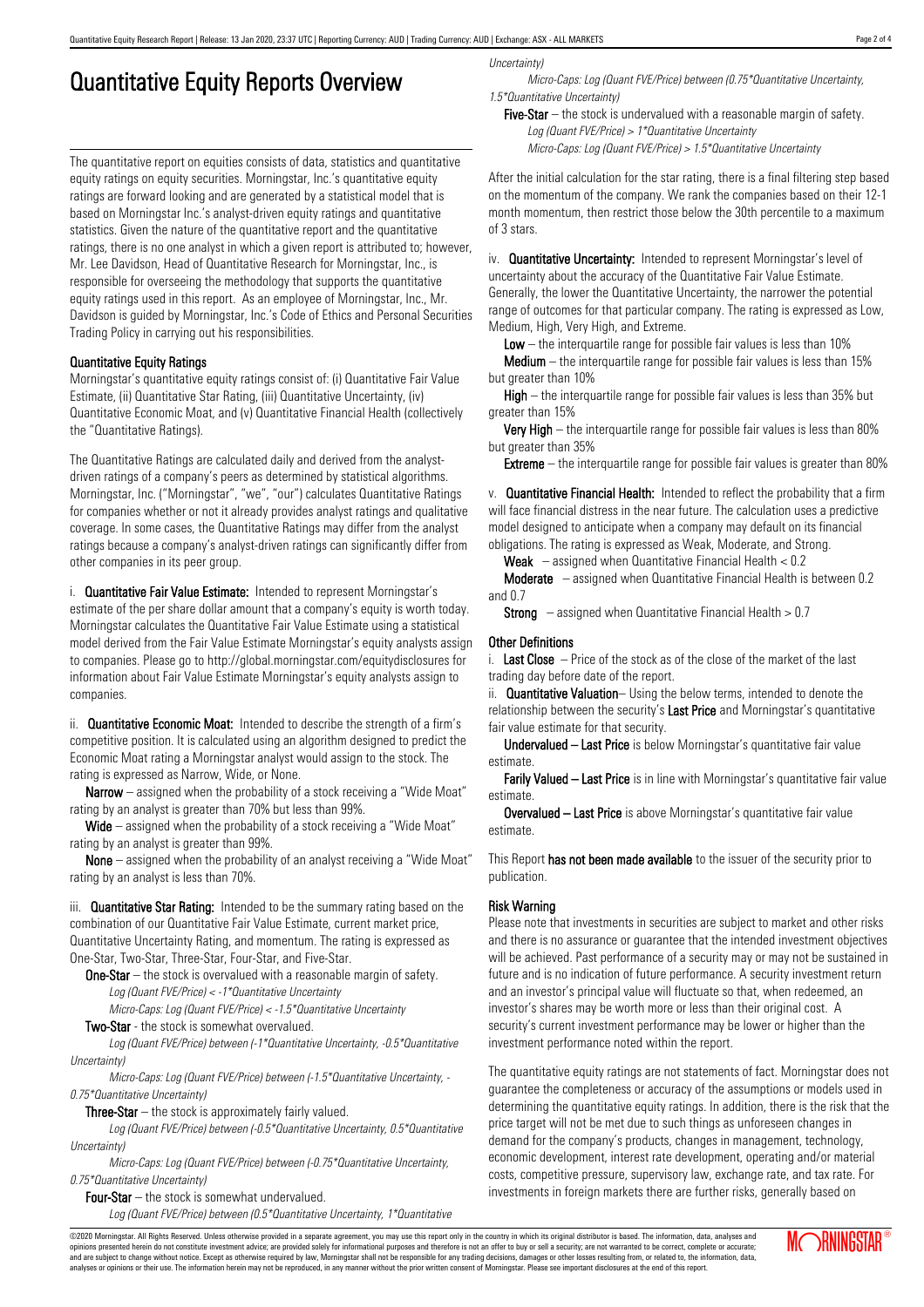# Quantitative Equity Reports Overview

The quantitative report on equities consists of data, statistics and quantitative equity ratings on equity securities. Morningstar, Inc.'s quantitative equity ratings are forward looking and are generated by a statistical model that is based on Morningstar Inc.'s analyst-driven equity ratings and quantitative statistics. Given the nature of the quantitative report and the quantitative ratings, there is no one analyst in which a given report is attributed to; however, Mr. Lee Davidson, Head of Quantitative Research for Morningstar, Inc., is responsible for overseeing the methodology that supports the quantitative equity ratings used in this report. As an employee of Morningstar, Inc., Mr. Davidson is guided by Morningstar, Inc.'s Code of Ethics and Personal Securities Trading Policy in carrying out his responsibilities.

## Quantitative Equity Ratings

Morningstar's quantitative equity ratings consist of: (i) Quantitative Fair Value Estimate, (ii) Quantitative Star Rating, (iii) Quantitative Uncertainty, (iv) Quantitative Economic Moat, and (v) Quantitative Financial Health (collectively the "Quantitative Ratings).

The Quantitative Ratings are calculated daily and derived from the analyst-driven ratings of a company's peers as determined by statistical algorithms. Morningstar, Inc. ("Morningstar", "we", "our") calculates Quantitative Ratings for companies whether or not it already provides analyst ratings and qualitative coverage. In some cases, the Quantitative Ratings may differ from the analyst ratings because a company's analyst-driven ratings can significantly differ from other companies in its peer group.

i. **Quantitative Fair Value Estimate:** Intended to represent Morningstar's estimate of the per share dollar amount that a company's equity is worth today. Morningstar calculates the Quantitative Fair Value Estimate using a statistical model derived from the Fair Value Estimate Morningstar's equity analysts assign to companies. Please go to http://global.morningstar.com/equitydisclosures for information about Fair Value Estimate Morningstar's equity analysts assign to companies.

ii. **Quantitative Economic Moat:** Intended to describe the strength of a firm's competitive position. It is calculated using an algorithm designed to predict the Economic Moat rating a Morningstar analyst would assign to the stock. The rating is expressed as Narrow, Wide, or None.

**Narrow** – assigned when the probability of a stock receiving a "Wide Moat" rating by an analyst is greater than 70% but less than 99%.

**Wide** – assigned when the probability of a stock receiving a "Wide Moat" rating by an analyst is greater than 99%.

**None** – assigned when the probability of an analyst receiving a "Wide Moat" rating by an analyst is less than 70%.

iii. **Quantitative Star Rating:** Intended to be the summary rating based on the combination of our Quantitative Fair Value Estimate, current market price, Quantitative Uncertainty Rating, and momentum. The rating is expressed as One-Star, Two-Star, Three-Star, Four-Star, and Five-Star.

**One-Star** – the stock is overvalued with a reasonable margin of safety.
*Log (Quant FVE/Price) < -1\*Quantitative Uncertainty*
*Micro-Caps: Log (Quant FVE/Price) < -1.5\*Quantitative Uncertainty*

**Two-Star** - the stock is somewhat overvalued.
*Log (Quant FVE/Price) between (-1\*Quantitative Uncertainty, -0.5\*Quantitative Uncertainty)*
*Micro-Caps: Log (Quant FVE/Price) between (-1.5\*Quantitative Uncertainty, -0.75\*Quantitative Uncertainty)*

**Three-Star** – the stock is approximately fairly valued.
*Log (Quant FVE/Price) between (-0.5\*Quantitative Uncertainty, 0.5\*Quantitative Uncertainty)*
*Micro-Caps: Log (Quant FVE/Price) between (-0.75\*Quantitative Uncertainty, 0.75\*Quantitative Uncertainty)*

**Four-Star** – the stock is somewhat undervalued.
*Log (Quant FVE/Price) between (0.5\*Quantitative Uncertainty, 1\*Quantitative Uncertainty)*
*Micro-Caps: Log (Quant FVE/Price) between (0.75\*Quantitative Uncertainty, 1.5\*Quantitative Uncertainty)*

**Five-Star** – the stock is undervalued with a reasonable margin of safety.
*Log (Quant FVE/Price) > 1\*Quantitative Uncertainty*
*Micro-Caps: Log (Quant FVE/Price) > 1.5\*Quantitative Uncertainty*

After the initial calculation for the star rating, there is a final filtering step based on the momentum of the company. We rank the companies based on their 12-1 month momentum, then restrict those below the 30th percentile to a maximum of 3 stars.

iv. **Quantitative Uncertainty:** Intended to represent Morningstar's level of uncertainty about the accuracy of the Quantitative Fair Value Estimate. Generally, the lower the Quantitative Uncertainty, the narrower the potential range of outcomes for that particular company. The rating is expressed as Low, Medium, High, Very High, and Extreme.

**Low** – the interquartile range for possible fair values is less than 10%

**Medium** – the interquartile range for possible fair values is less than 15% but greater than 10%

**High** – the interquartile range for possible fair values is less than 35% but greater than 15%

**Very High** – the interquartile range for possible fair values is less than 80% but greater than 35%

**Extreme** – the interquartile range for possible fair values is greater than 80%

v. **Quantitative Financial Health:** Intended to reflect the probability that a firm will face financial distress in the near future. The calculation uses a predictive model designed to anticipate when a company may default on its financial obligations. The rating is expressed as Weak, Moderate, and Strong.

**Weak** – assigned when Quantitative Financial Health < 0.2

**Moderate** – assigned when Quantitative Financial Health is between 0.2 and 0.7

**Strong** – assigned when Quantitative Financial Health > 0.7

## Other Definitions

i. **Last Close** – Price of the stock as of the close of the market of the last trading day before date of the report.

ii. **Quantitative Valuation**– Using the below terms, intended to denote the relationship between the security's **Last Price** and Morningstar's quantitative fair value estimate for that security.

**Undervalued – Last Price** is below Morningstar's quantitative fair value estimate.

**Farily Valued – Last Price** is in line with Morningstar's quantitative fair value estimate.

**Overvalued – Last Price** is above Morningstar's quantitative fair value estimate.

This Report **has not been made available** to the issuer of the security prior to publication.

## Risk Warning

Please note that investments in securities are subject to market and other risks and there is no assurance or guarantee that the intended investment objectives will be achieved. Past performance of a security may or may not be sustained in future and is no indication of future performance. A security investment return and an investor's principal value will fluctuate so that, when redeemed, an investor's shares may be worth more or less than their original cost. A security's current investment performance may be lower or higher than the investment performance noted within the report.

The quantitative equity ratings are not statements of fact. Morningstar does not guarantee the completeness or accuracy of the assumptions or models used in determining the quantitative equity ratings. In addition, there is the risk that the price target will not be met due to such things as unforeseen changes in demand for the company's products, changes in management, technology, economic development, interest rate development, operating and/or material costs, competitive pressure, supervisory law, exchange rate, and tax rate. For investments in foreign markets there are further risks, generally based on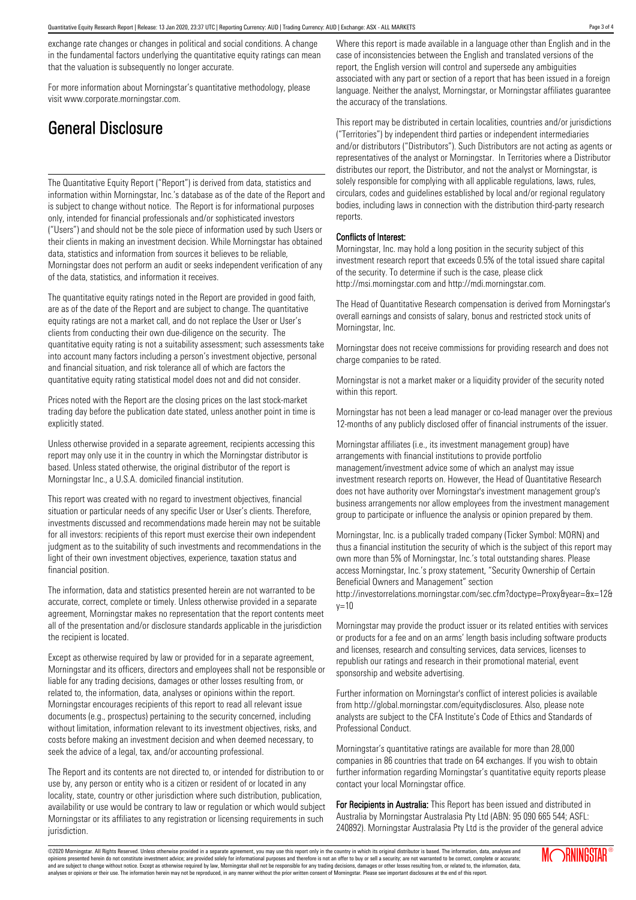exchange rate changes or changes in political and social conditions. A change in the fundamental factors underlying the quantitative equity ratings can mean that the valuation is subsequently no longer accurate.

For more information about Morningstar's quantitative methodology, please visit www.corporate.morningstar.com.

# General Disclosure

The Quantitative Equity Report ("Report") is derived from data, statistics and information within Morningstar, Inc.'s database as of the date of the Report and is subject to change without notice. The Report is for informational purposes only, intended for financial professionals and/or sophisticated investors ("Users") and should not be the sole piece of information used by such Users or their clients in making an investment decision. While Morningstar has obtained data, statistics and information from sources it believes to be reliable, Morningstar does not perform an audit or seeks independent verification of any of the data, statistics, and information it receives.

The quantitative equity ratings noted in the Report are provided in good faith, are as of the date of the Report and are subject to change. The quantitative equity ratings are not a market call, and do not replace the User or User's clients from conducting their own due-diligence on the security. The quantitative equity rating is not a suitability assessment; such assessments take into account many factors including a person's investment objective, personal and financial situation, and risk tolerance all of which are factors the quantitative equity rating statistical model does not and did not consider.

Prices noted with the Report are the closing prices on the last stock-market trading day before the publication date stated, unless another point in time is explicitly stated.

Unless otherwise provided in a separate agreement, recipients accessing this report may only use it in the country in which the Morningstar distributor is based. Unless stated otherwise, the original distributor of the report is Morningstar Inc., a U.S.A. domiciled financial institution.

This report was created with no regard to investment objectives, financial situation or particular needs of any specific User or User's clients. Therefore, investments discussed and recommendations made herein may not be suitable for all investors: recipients of this report must exercise their own independent judgment as to the suitability of such investments and recommendations in the light of their own investment objectives, experience, taxation status and financial position.

The information, data and statistics presented herein are not warranted to be accurate, correct, complete or timely. Unless otherwise provided in a separate agreement, Morningstar makes no representation that the report contents meet all of the presentation and/or disclosure standards applicable in the jurisdiction the recipient is located.

Except as otherwise required by law or provided for in a separate agreement, Morningstar and its officers, directors and employees shall not be responsible or liable for any trading decisions, damages or other losses resulting from, or related to, the information, data, analyses or opinions within the report. Morningstar encourages recipients of this report to read all relevant issue documents (e.g., prospectus) pertaining to the security concerned, including without limitation, information relevant to its investment objectives, risks, and costs before making an investment decision and when deemed necessary, to seek the advice of a legal, tax, and/or accounting professional.

The Report and its contents are not directed to, or intended for distribution to or use by, any person or entity who is a citizen or resident of or located in any locality, state, country or other jurisdiction where such distribution, publication, availability or use would be contrary to law or regulation or which would subject Morningstar or its affiliates to any registration or licensing requirements in such jurisdiction.

Where this report is made available in a language other than English and in the case of inconsistencies between the English and translated versions of the report, the English version will control and supersede any ambiguities associated with any part or section of a report that has been issued in a foreign language. Neither the analyst, Morningstar, or Morningstar affiliates guarantee the accuracy of the translations.

This report may be distributed in certain localities, countries and/or jurisdictions ("Territories") by independent third parties or independent intermediaries and/or distributors ("Distributors"). Such Distributors are not acting as agents or representatives of the analyst or Morningstar. In Territories where a Distributor distributes our report, the Distributor, and not the analyst or Morningstar, is solely responsible for complying with all applicable regulations, laws, rules, circulars, codes and guidelines established by local and/or regional regulatory bodies, including laws in connection with the distribution third-party research reports.

**Conflicts of Interest:**

Morningstar, Inc. may hold a long position in the security subject of this investment research report that exceeds 0.5% of the total issued share capital of the security. To determine if such is the case, please click http://msi.morningstar.com and http://mdi.morningstar.com.

The Head of Quantitative Research compensation is derived from Morningstar's overall earnings and consists of salary, bonus and restricted stock units of Morningstar, Inc.

Morningstar does not receive commissions for providing research and does not charge companies to be rated.

Morningstar is not a market maker or a liquidity provider of the security noted within this report.

Morningstar has not been a lead manager or co-lead manager over the previous 12-months of any publicly disclosed offer of financial instruments of the issuer.

Morningstar affiliates (i.e., its investment management group) have arrangements with financial institutions to provide portfolio management/investment advice some of which an analyst may issue investment research reports on. However, the Head of Quantitative Research does not have authority over Morningstar's investment management group's business arrangements nor allow employees from the investment management group to participate or influence the analysis or opinion prepared by them.

Morningstar, Inc. is a publically traded company (Ticker Symbol: MORN) and thus a financial institution the security of which is the subject of this report may own more than 5% of Morningstar, Inc.'s total outstanding shares. Please access Morningstar, Inc.'s proxy statement, "Security Ownership of Certain Beneficial Owners and Management" section http://investorrelations.morningstar.com/sec.cfm?doctype=Proxy&year=&x=12&y=10

Morningstar may provide the product issuer or its related entities with services or products for a fee and on an arms' length basis including software products and licenses, research and consulting services, data services, licenses to republish our ratings and research in their promotional material, event sponsorship and website advertising.

Further information on Morningstar's conflict of interest policies is available from http://global.morningstar.com/equitydisclosures. Also, please note analysts are subject to the CFA Institute's Code of Ethics and Standards of Professional Conduct.

Morningstar's quantitative ratings are available for more than 28,000 companies in 86 countries that trade on 64 exchanges. If you wish to obtain further information regarding Morningstar's quantitative equity reports please contact your local Morningstar office.

**For Recipients in Australia:** This Report has been issued and distributed in Australia by Morningstar Australasia Pty Ltd (ABN: 95 090 665 544; ASFL: 240892). Morningstar Australasia Pty Ltd is the provider of the general advice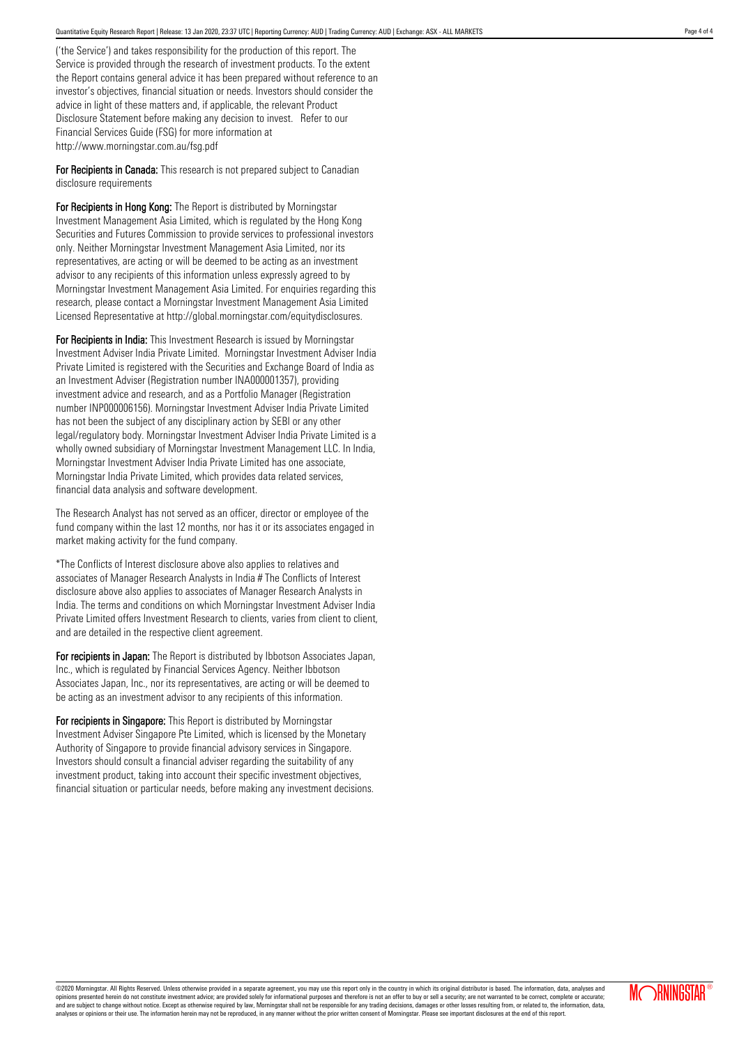('the Service') and takes responsibility for the production of this report. The Service is provided through the research of investment products. To the extent the Report contains general advice it has been prepared without reference to an investor's objectives, financial situation or needs. Investors should consider the advice in light of these matters and, if applicable, the relevant Product Disclosure Statement before making any decision to invest. Refer to our Financial Services Guide (FSG) for more information at http://www.morningstar.com.au/fsg.pdf

**For Recipients in Canada:** This research is not prepared subject to Canadian disclosure requirements

**For Recipients in Hong Kong:** The Report is distributed by Morningstar Investment Management Asia Limited, which is regulated by the Hong Kong Securities and Futures Commission to provide services to professional investors only. Neither Morningstar Investment Management Asia Limited, nor its representatives, are acting or will be deemed to be acting as an investment advisor to any recipients of this information unless expressly agreed to by Morningstar Investment Management Asia Limited. For enquiries regarding this research, please contact a Morningstar Investment Management Asia Limited Licensed Representative at http://global.morningstar.com/equitydisclosures.

**For Recipients in India:** This Investment Research is issued by Morningstar Investment Adviser India Private Limited. Morningstar Investment Adviser India Private Limited is registered with the Securities and Exchange Board of India as an Investment Adviser (Registration number INA000001357), providing investment advice and research, and as a Portfolio Manager (Registration number INP000006156). Morningstar Investment Adviser India Private Limited has not been the subject of any disciplinary action by SEBI or any other legal/regulatory body. Morningstar Investment Adviser India Private Limited is a wholly owned subsidiary of Morningstar Investment Management LLC. In India, Morningstar Investment Adviser India Private Limited has one associate, Morningstar India Private Limited, which provides data related services, financial data analysis and software development.

The Research Analyst has not served as an officer, director or employee of the fund company within the last 12 months, nor has it or its associates engaged in market making activity for the fund company.

*The Conflicts of Interest disclosure above also applies to relatives and associates of Manager Research Analysts in India # The Conflicts of Interest disclosure above also applies to associates of Manager Research Analysts in India. The terms and conditions on which Morningstar Investment Adviser India Private Limited offers Investment Research to clients, varies from client to client, and are detailed in the respective client agreement.

**For recipients in Japan:** The Report is distributed by Ibbotson Associates Japan, Inc., which is regulated by Financial Services Agency. Neither Ibbotson Associates Japan, Inc., nor its representatives, are acting or will be deemed to be acting as an investment advisor to any recipients of this information.

**For recipients in Singapore:** This Report is distributed by Morningstar Investment Adviser Singapore Pte Limited, which is licensed by the Monetary Authority of Singapore to provide financial advisory services in Singapore. Investors should consult a financial adviser regarding the suitability of any investment product, taking into account their specific investment objectives, financial situation or particular needs, before making any investment decisions.